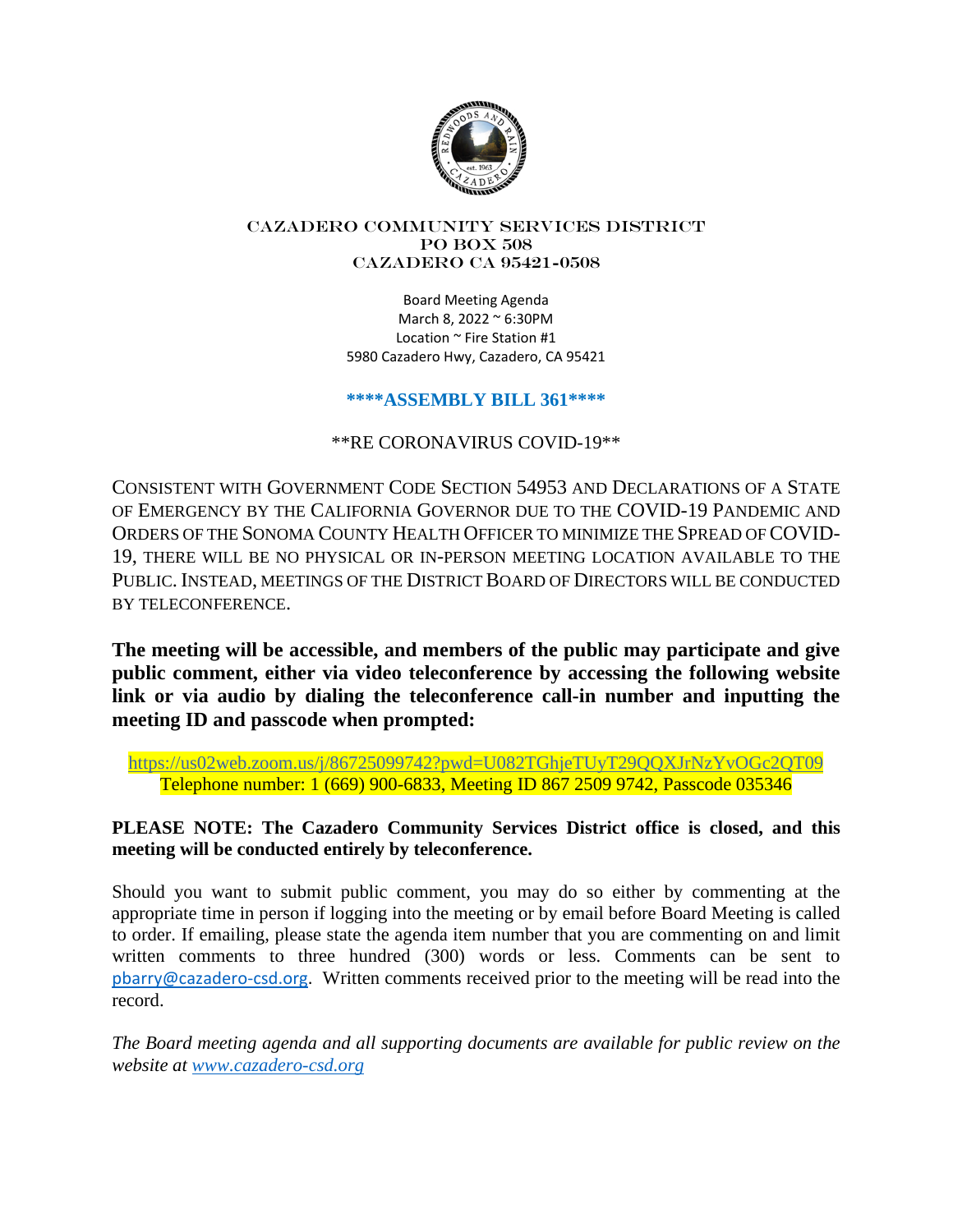# CAZADERO COMMUNITY SERVICES DISTRICT
## PO BOX 508
## CAZADERO CA 95421-0508

Board Meeting Agenda
March 8, 2022 ~ 6:30PM
Location ~ Fire Station #1
5980 Cazadero Hwy, Cazadero, CA 95421

**\*\*\*\*ASSEMBLY BILL 361\*\*\*\***

\*\*RE CORONAVIRUS COVID-19\*\*

CONSISTENT WITH GOVERNMENT CODE SECTION 54953 AND DECLARATIONS OF A STATE OF EMERGENCY BY THE CALIFORNIA GOVERNOR DUE TO THE COVID-19 PANDEMIC AND ORDERS OF THE SONOMA COUNTY HEALTH OFFICER TO MINIMIZE THE SPREAD OF COVID-19, THERE WILL BE NO PHYSICAL OR IN-PERSON MEETING LOCATION AVAILABLE TO THE PUBLIC. INSTEAD, MEETINGS OF THE DISTRICT BOARD OF DIRECTORS WILL BE CONDUCTED BY TELECONFERENCE.

**The meeting will be accessible, and members of the public may participate and give public comment, either via video teleconference by accessing the following website link or via audio by dialing the teleconference call-in number and inputting the meeting ID and passcode when prompted:**

https://us02web.zoom.us/j/86725099742?pwd=U082TGhjeTUyT29QQXJrNzYvOGc2QT09
Telephone number: 1 (669) 900-6833, Meeting ID 867 2509 9742, Passcode 035346

**PLEASE NOTE: The Cazadero Community Services District office is closed, and this meeting will be conducted entirely by teleconference.**

Should you want to submit public comment, you may do so either by commenting at the appropriate time in person if logging into the meeting or by email before Board Meeting is called to order. If emailing, please state the agenda item number that you are commenting on and limit written comments to three hundred (300) words or less. Comments can be sent to pbarry@cazadero-csd.org. Written comments received prior to the meeting will be read into the record.

*The Board meeting agenda and all supporting documents are available for public review on the website at www.cazadero-csd.org*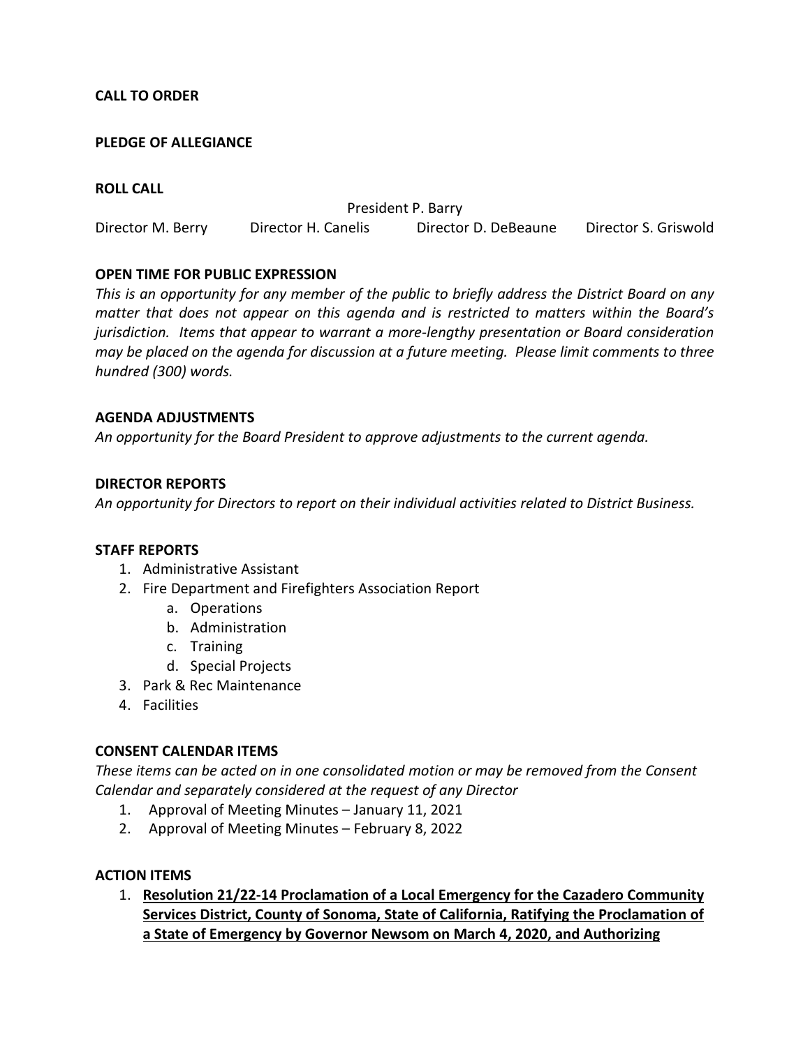**CALL TO ORDER**

**PLEDGE OF ALLEGIANCE**

**ROLL CALL**

President P. Barry

Director M. Berry Director H. Canelis Director D. DeBeaune Director S. Griswold

**OPEN TIME FOR PUBLIC EXPRESSION**

*This is an opportunity for any member of the public to briefly address the District Board on any matter that does not appear on this agenda and is restricted to matters within the Board's jurisdiction. Items that appear to warrant a more-lengthy presentation or Board consideration may be placed on the agenda for discussion at a future meeting. Please limit comments to three hundred (300) words.*

**AGENDA ADJUSTMENTS**

*An opportunity for the Board President to approve adjustments to the current agenda.*

**DIRECTOR REPORTS**

*An opportunity for Directors to report on their individual activities related to District Business.*

**STAFF REPORTS**

1. Administrative Assistant
2. Fire Department and Firefighters Association Report
   a. Operations
   b. Administration
   c. Training
   d. Special Projects
3. Park & Rec Maintenance
4. Facilities

**CONSENT CALENDAR ITEMS**

*These items can be acted on in one consolidated motion or may be removed from the Consent Calendar and separately considered at the request of any Director*

1. Approval of Meeting Minutes – January 11, 2021
2. Approval of Meeting Minutes – February 8, 2022

**ACTION ITEMS**

1. **Resolution 21/22-14 Proclamation of a Local Emergency for the Cazadero Community Services District, County of Sonoma, State of California, Ratifying the Proclamation of a State of Emergency by Governor Newsom on March 4, 2020, and Authorizing**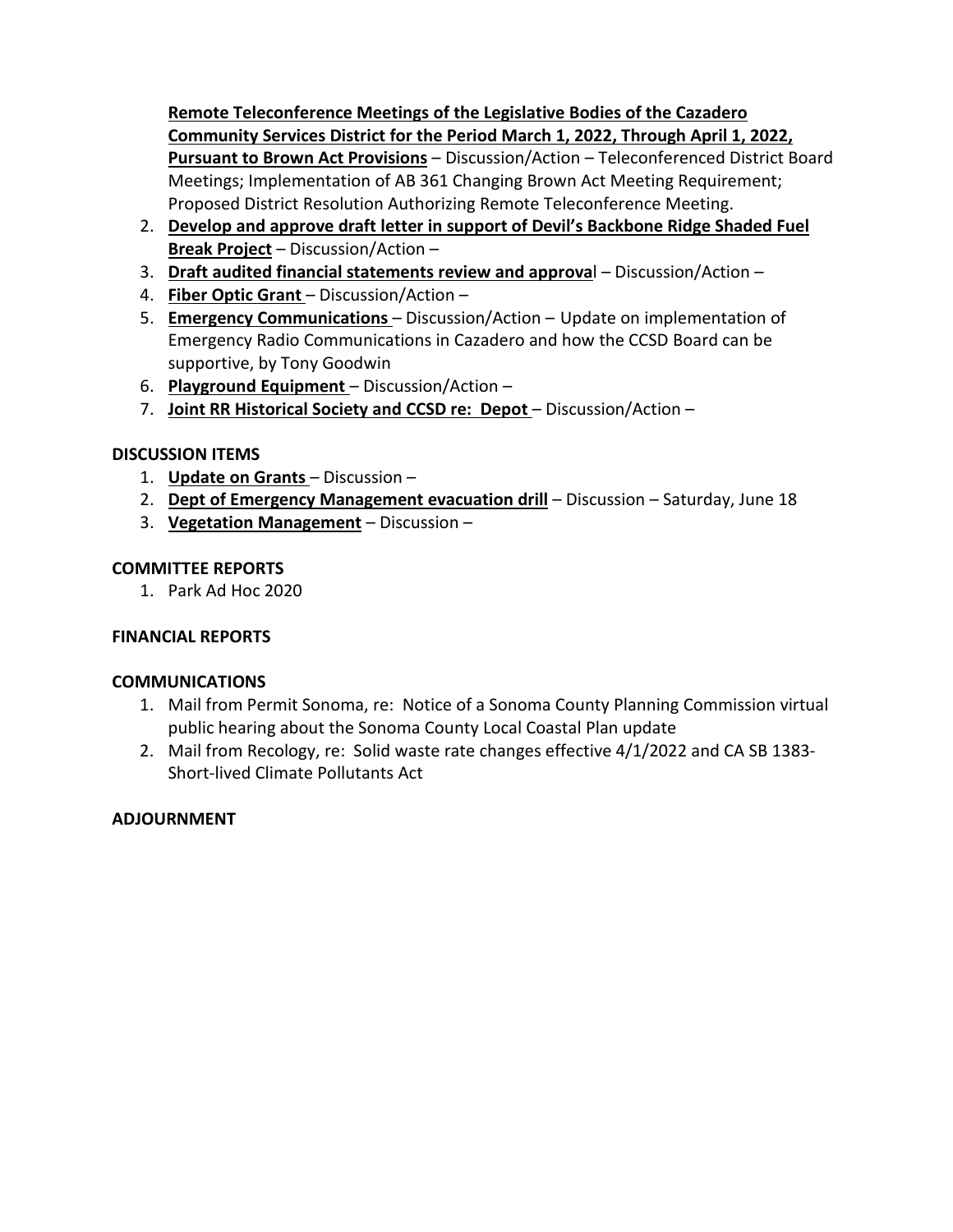**Remote Teleconference Meetings of the Legislative Bodies of the Cazadero Community Services District for the Period March 1, 2022, Through April 1, 2022, Pursuant to Brown Act Provisions** – Discussion/Action – Teleconferenced District Board Meetings; Implementation of AB 361 Changing Brown Act Meeting Requirement; Proposed District Resolution Authorizing Remote Teleconference Meeting.

2. **Develop and approve draft letter in support of Devil's Backbone Ridge Shaded Fuel Break Project** – Discussion/Action –
3. **Draft audited financial statements review and approval** – Discussion/Action –
4. **Fiber Optic Grant** – Discussion/Action –
5. **Emergency Communications** – Discussion/Action – Update on implementation of Emergency Radio Communications in Cazadero and how the CCSD Board can be supportive, by Tony Goodwin
6. **Playground Equipment** – Discussion/Action –
7. **Joint RR Historical Society and CCSD re: Depot** – Discussion/Action –

**DISCUSSION ITEMS**

1. **Update on Grants** – Discussion –
2. **Dept of Emergency Management evacuation drill** – Discussion – Saturday, June 18
3. **Vegetation Management** – Discussion –

**COMMITTEE REPORTS**

1. Park Ad Hoc 2020

**FINANCIAL REPORTS**

**COMMUNICATIONS**

1. Mail from Permit Sonoma, re: Notice of a Sonoma County Planning Commission virtual public hearing about the Sonoma County Local Coastal Plan update
2. Mail from Recology, re: Solid waste rate changes effective 4/1/2022 and CA SB 1383-Short-lived Climate Pollutants Act

**ADJOURNMENT**